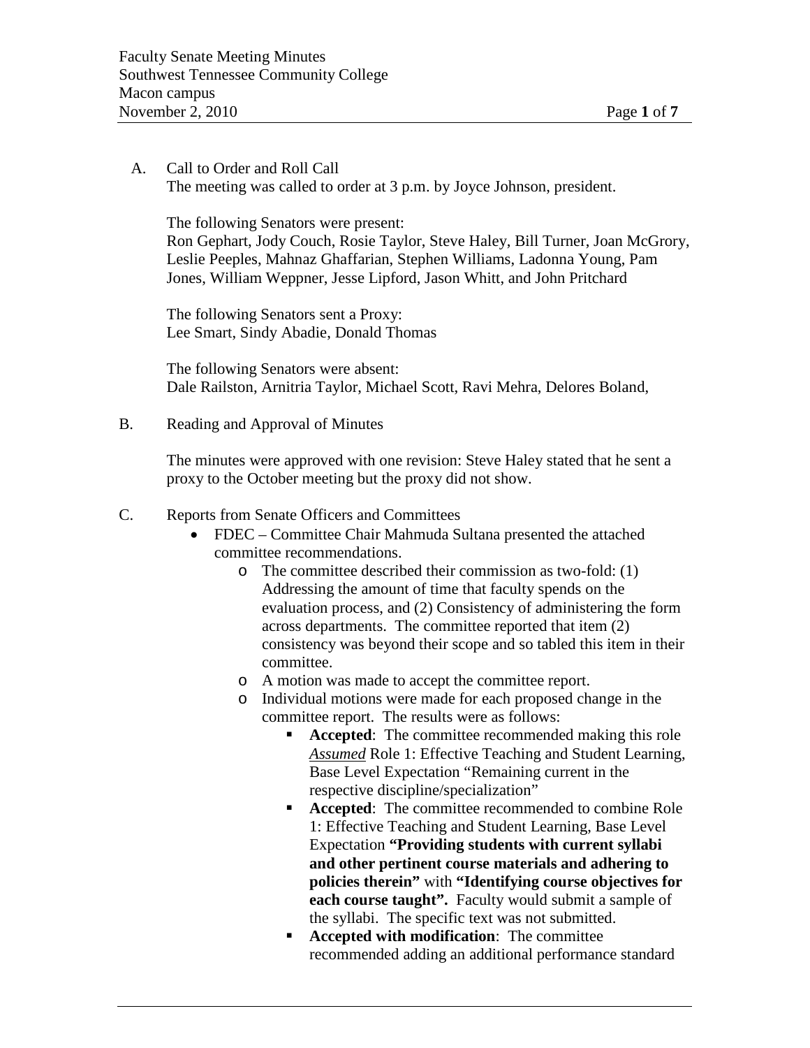A. Call to Order and Roll Call

The meeting was called to order at 3 p.m. by Joyce Johnson, president.

The following Senators were present:
Ron Gephart, Jody Couch, Rosie Taylor, Steve Haley, Bill Turner, Joan McGrory, Leslie Peeples, Mahnaz Ghaffarian, Stephen Williams, Ladonna Young, Pam Jones, William Weppner, Jesse Lipford, Jason Whitt, and John Pritchard

The following Senators sent a Proxy:
Lee Smart, Sindy Abadie, Donald Thomas

The following Senators were absent:
Dale Railston, Arnitria Taylor, Michael Scott, Ravi Mehra, Delores Boland,

B. Reading and Approval of Minutes

The minutes were approved with one revision: Steve Haley stated that he sent a proxy to the October meeting but the proxy did not show.

C. Reports from Senate Officers and Committees

- FDEC – Committee Chair Mahmuda Sultana presented the attached committee recommendations.
  - The committee described their commission as two-fold: (1) Addressing the amount of time that faculty spends on the evaluation process, and (2) Consistency of administering the form across departments. The committee reported that item (2) consistency was beyond their scope and so tabled this item in their committee.
  - A motion was made to accept the committee report.
  - Individual motions were made for each proposed change in the committee report. The results were as follows:
    - **Accepted**: The committee recommended making this role ***Assumed*** Role 1: Effective Teaching and Student Learning, Base Level Expectation "Remaining current in the respective discipline/specialization"
    - **Accepted**: The committee recommended to combine Role 1: Effective Teaching and Student Learning, Base Level Expectation **"Providing students with current syllabi and other pertinent course materials and adhering to policies therein"** with **"Identifying course objectives for each course taught".** Faculty would submit a sample of the syllabi. The specific text was not submitted.
    - **Accepted with modification**: The committee recommended adding an additional performance standard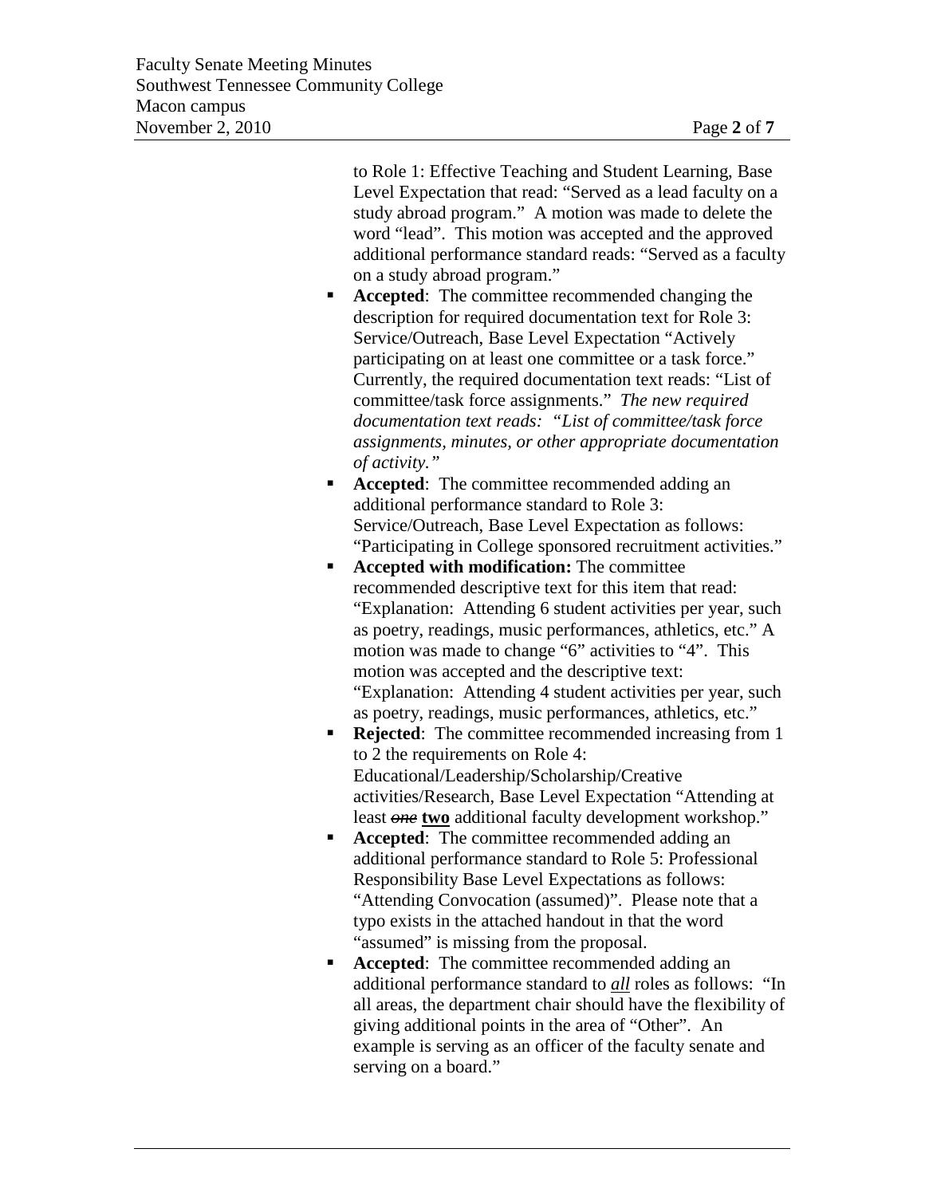to Role 1: Effective Teaching and Student Learning, Base Level Expectation that read: "Served as a lead faculty on a study abroad program." A motion was made to delete the word "lead". This motion was accepted and the approved additional performance standard reads: "Served as a faculty on a study abroad program."

- **Accepted**: The committee recommended changing the description for required documentation text for Role 3: Service/Outreach, Base Level Expectation "Actively participating on at least one committee or a task force." Currently, the required documentation text reads: "List of committee/task force assignments." *The new required documentation text reads: "List of committee/task force assignments, minutes, or other appropriate documentation of activity."*
- **Accepted**: The committee recommended adding an additional performance standard to Role 3: Service/Outreach, Base Level Expectation as follows: "Participating in College sponsored recruitment activities."
- **Accepted with modification:** The committee recommended descriptive text for this item that read: "Explanation: Attending 6 student activities per year, such as poetry, readings, music performances, athletics, etc." A motion was made to change "6" activities to "4". This motion was accepted and the descriptive text: "Explanation: Attending 4 student activities per year, such as poetry, readings, music performances, athletics, etc."
- **Rejected**: The committee recommended increasing from 1 to 2 the requirements on Role 4: Educational/Leadership/Scholarship/Creative activities/Research, Base Level Expectation "Attending at least ~~*one*~~ **two** additional faculty development workshop."
- **Accepted**: The committee recommended adding an additional performance standard to Role 5: Professional Responsibility Base Level Expectations as follows: "Attending Convocation (assumed)". Please note that a typo exists in the attached handout in that the word "assumed" is missing from the proposal.
- **Accepted**: The committee recommended adding an additional performance standard to ***all*** roles as follows: "In all areas, the department chair should have the flexibility of giving additional points in the area of "Other". An example is serving as an officer of the faculty senate and serving on a board."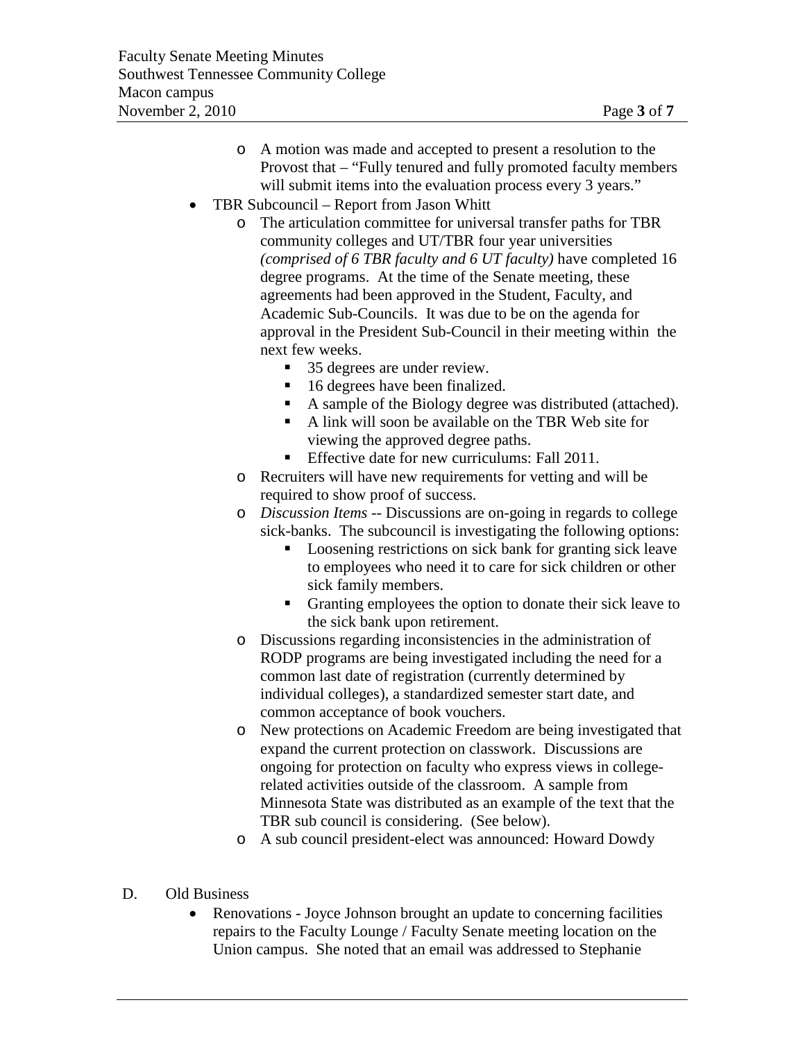- A motion was made and accepted to present a resolution to the Provost that – "Fully tenured and fully promoted faculty members will submit items into the evaluation process every 3 years."

- TBR Subcouncil – Report from Jason Whitt
  - The articulation committee for universal transfer paths for TBR community colleges and UT/TBR four year universities *(comprised of 6 TBR faculty and 6 UT faculty)* have completed 16 degree programs. At the time of the Senate meeting, these agreements had been approved in the Student, Faculty, and Academic Sub-Councils. It was due to be on the agenda for approval in the President Sub-Council in their meeting within the next few weeks.
    - 35 degrees are under review.
    - 16 degrees have been finalized.
    - A sample of the Biology degree was distributed (attached).
    - A link will soon be available on the TBR Web site for viewing the approved degree paths.
    - Effective date for new curriculums: Fall 2011.
  - Recruiters will have new requirements for vetting and will be required to show proof of success.
  - *Discussion Items* -- Discussions are on-going in regards to college sick-banks. The subcouncil is investigating the following options:
    - Loosening restrictions on sick bank for granting sick leave to employees who need it to care for sick children or other sick family members.
    - Granting employees the option to donate their sick leave to the sick bank upon retirement.
  - Discussions regarding inconsistencies in the administration of RODP programs are being investigated including the need for a common last date of registration (currently determined by individual colleges), a standardized semester start date, and common acceptance of book vouchers.
  - New protections on Academic Freedom are being investigated that expand the current protection on classwork. Discussions are ongoing for protection on faculty who express views in college-related activities outside of the classroom. A sample from Minnesota State was distributed as an example of the text that the TBR sub council is considering. (See below).
  - A sub council president-elect was announced: Howard Dowdy

D. Old Business

- Renovations - Joyce Johnson brought an update to concerning facilities repairs to the Faculty Lounge / Faculty Senate meeting location on the Union campus. She noted that an email was addressed to Stephanie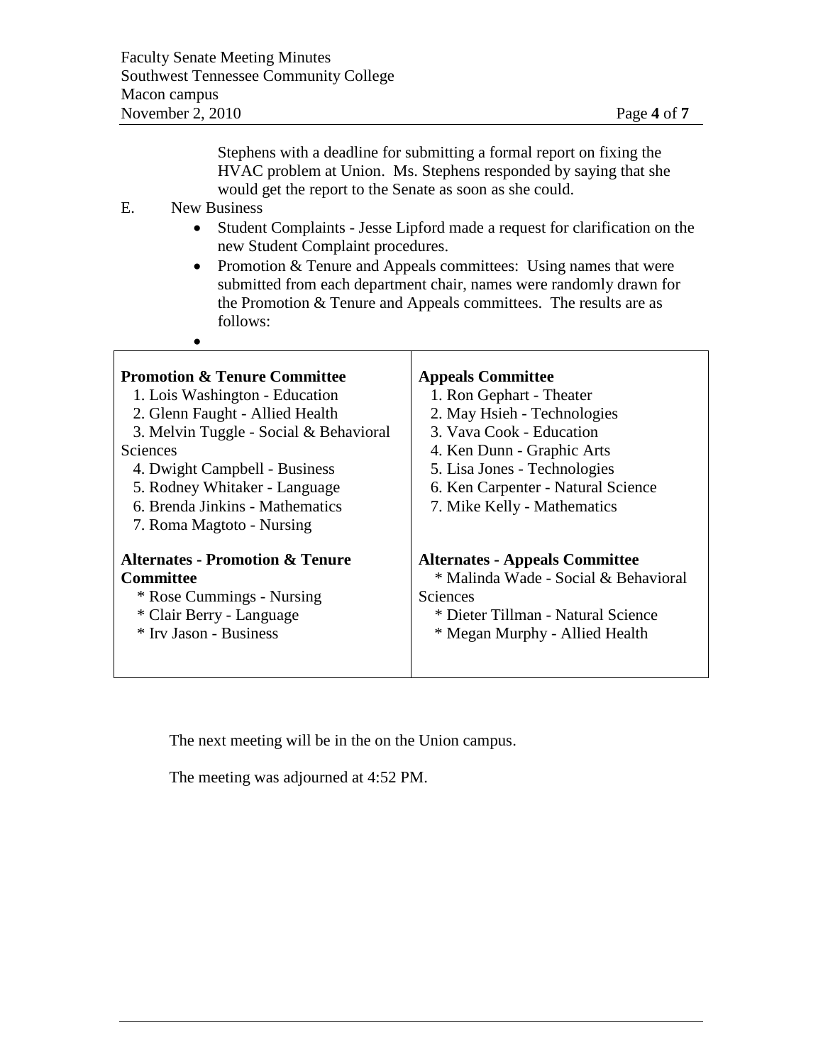Stephens with a deadline for submitting a formal report on fixing the HVAC problem at Union. Ms. Stephens responded by saying that she would get the report to the Senate as soon as she could.

E. New Business

- Student Complaints - Jesse Lipford made a request for clarification on the new Student Complaint procedures.
- Promotion & Tenure and Appeals committees: Using names that were submitted from each department chair, names were randomly drawn for the Promotion & Tenure and Appeals committees. The results are as follows:
- 

| **Promotion & Tenure Committee** | **Appeals Committee** |
|---|---|
| 1. Lois Washington - Education | 1. Ron Gephart - Theater |
| 2. Glenn Faught - Allied Health | 2. May Hsieh - Technologies |
| 3. Melvin Tuggle - Social & Behavioral Sciences | 3. Vava Cook - Education |
| 4. Dwight Campbell - Business | 4. Ken Dunn - Graphic Arts |
| 5. Rodney Whitaker - Language | 5. Lisa Jones - Technologies |
| 6. Brenda Jinkins - Mathematics | 6. Ken Carpenter - Natural Science |
| 7. Roma Magtoto - Nursing | 7. Mike Kelly - Mathematics |
| **Alternates - Promotion & Tenure Committee** | **Alternates - Appeals Committee** |
| * Rose Cummings - Nursing | * Malinda Wade - Social & Behavioral Sciences |
| * Clair Berry - Language | * Dieter Tillman - Natural Science |
| * Irv Jason - Business | * Megan Murphy - Allied Health |

The next meeting will be in the on the Union campus.

The meeting was adjourned at 4:52 PM.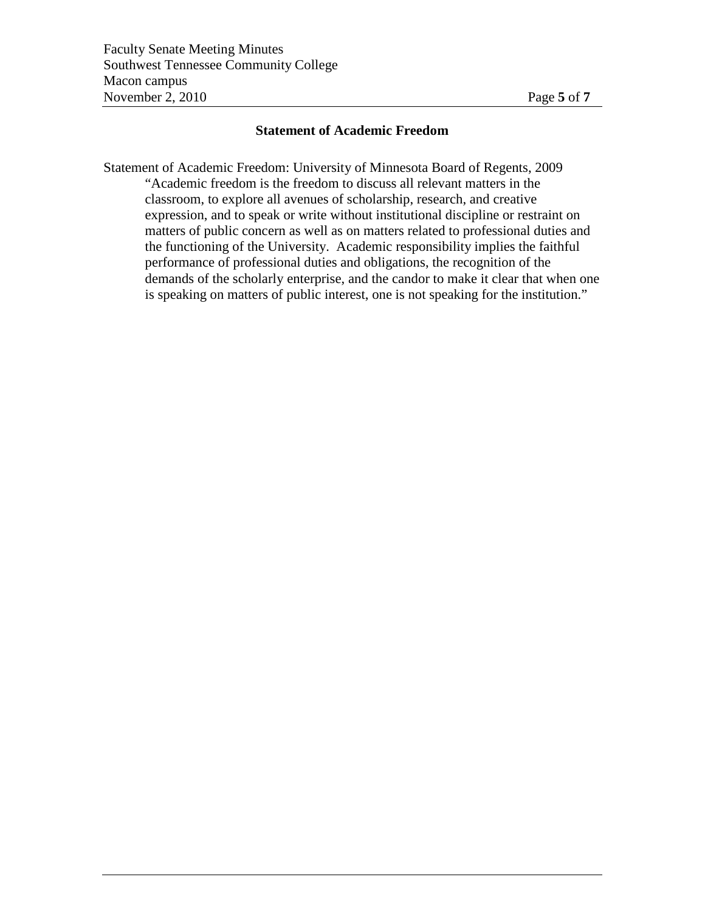## Statement of Academic Freedom

Statement of Academic Freedom: University of Minnesota Board of Regents, 2009

> "Academic freedom is the freedom to discuss all relevant matters in the classroom, to explore all avenues of scholarship, research, and creative expression, and to speak or write without institutional discipline or restraint on matters of public concern as well as on matters related to professional duties and the functioning of the University. Academic responsibility implies the faithful performance of professional duties and obligations, the recognition of the demands of the scholarly enterprise, and the candor to make it clear that when one is speaking on matters of public interest, one is not speaking for the institution."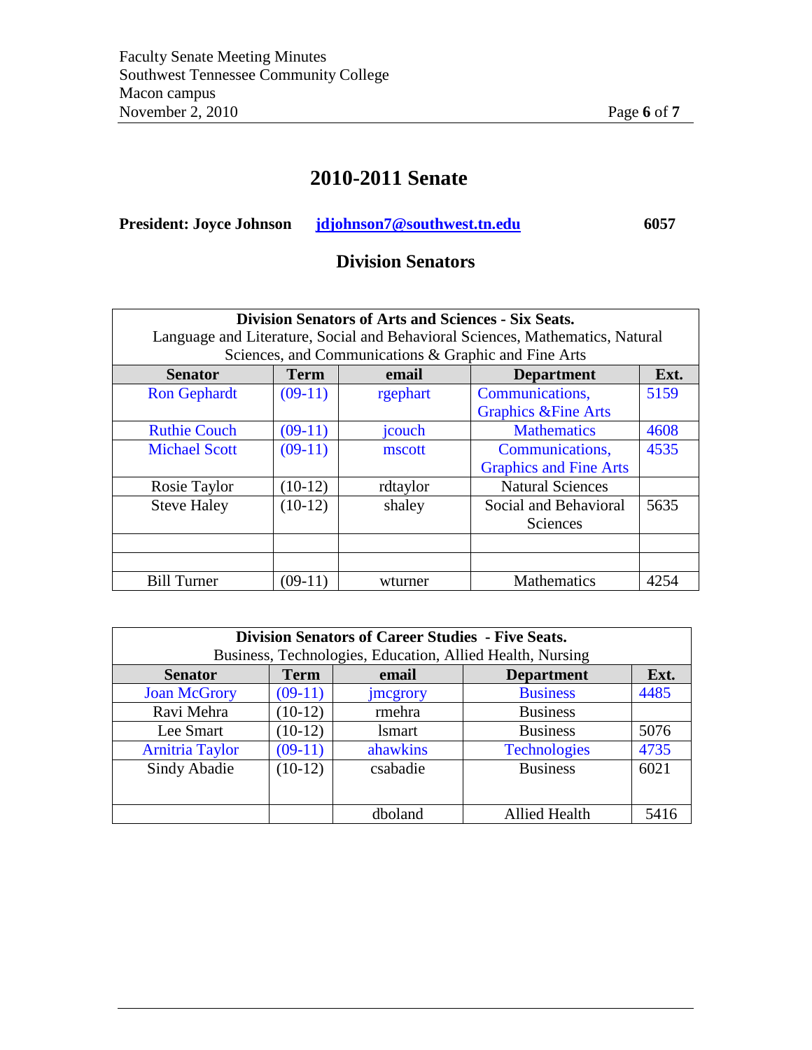# 2010-2011 Senate

**President: Joyce Johnson** **jdjohnson7@southwest.tn.edu** **6057**

## Division Senators

| **Division Senators of Arts and Sciences - Six Seats.** Language and Literature, Social and Behavioral Sciences, Mathematics, Natural Sciences, and Communications & Graphic and Fine Arts | | | | |
|---|---|---|---|---|
| **Senator** | **Term** | **email** | **Department** | **Ext.** |
| Ron Gephardt | (09-11) | rgephart | Communications, Graphics &Fine Arts | 5159 |
| Ruthie Couch | (09-11) | jcouch | Mathematics | 4608 |
| Michael Scott | (09-11) | mscott | Communications, Graphics and Fine Arts | 4535 |
| Rosie Taylor | (10-12) | rdtaylor | Natural Sciences | |
| Steve Haley | (10-12) | shaley | Social and Behavioral Sciences | 5635 |
| | | | | |
| | | | | |
| Bill Turner | (09-11) | wturner | Mathematics | 4254 |

| **Division Senators of Career Studies - Five Seats.** Business, Technologies, Education, Allied Health, Nursing | | | | |
|---|---|---|---|---|
| **Senator** | **Term** | **email** | **Department** | **Ext.** |
| Joan McGrory | (09-11) | jmcgrory | Business | 4485 |
| Ravi Mehra | (10-12) | rmehra | Business | |
| Lee Smart | (10-12) | lsmart | Business | 5076 |
| Arnitria Taylor | (09-11) | ahawkins | Technologies | 4735 |
| Sindy Abadie | (10-12) | csabadie | Business | 6021 |
| | | dboland | Allied Health | 5416 |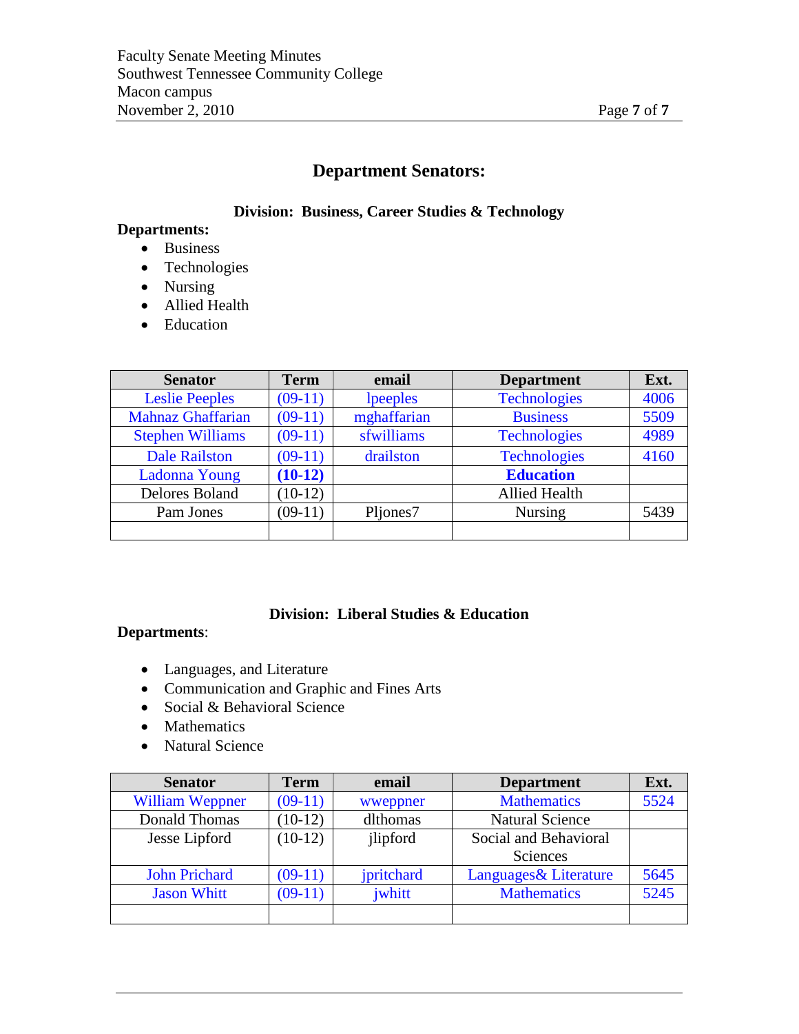# Department Senators:

### Division: Business, Career Studies & Technology

**Departments:**

- Business
- Technologies
- Nursing
- Allied Health
- Education

| Senator | Term | email | Department | Ext. |
|---|---|---|---|---|
| Leslie Peeples | (09-11) | lpeeples | Technologies | 4006 |
| Mahnaz Ghaffarian | (09-11) | mghaffarian | Business | 5509 |
| Stephen Williams | (09-11) | sfwilliams | Technologies | 4989 |
| Dale Railston | (09-11) | drailston | Technologies | 4160 |
| Ladonna Young | **(10-12)** | | **Education** | |
| Delores Boland | (10-12) | | Allied Health | |
| Pam Jones | (09-11) | Pljones7 | Nursing | 5439 |
| | | | | |

### Division: Liberal Studies & Education

**Departments**:

- Languages, and Literature
- Communication and Graphic and Fines Arts
- Social & Behavioral Science
- Mathematics
- Natural Science

| Senator | Term | email | Department | Ext. |
|---|---|---|---|---|
| William Weppner | (09-11) | wweppner | Mathematics | 5524 |
| Donald Thomas | (10-12) | dlthomas | Natural Science | |
| Jesse Lipford | (10-12) | jlipford | Social and Behavioral Sciences | |
| John Prichard | (09-11) | jpritchard | Languages& Literature | 5645 |
| Jason Whitt | (09-11) | jwhitt | Mathematics | 5245 |
| | | | | |